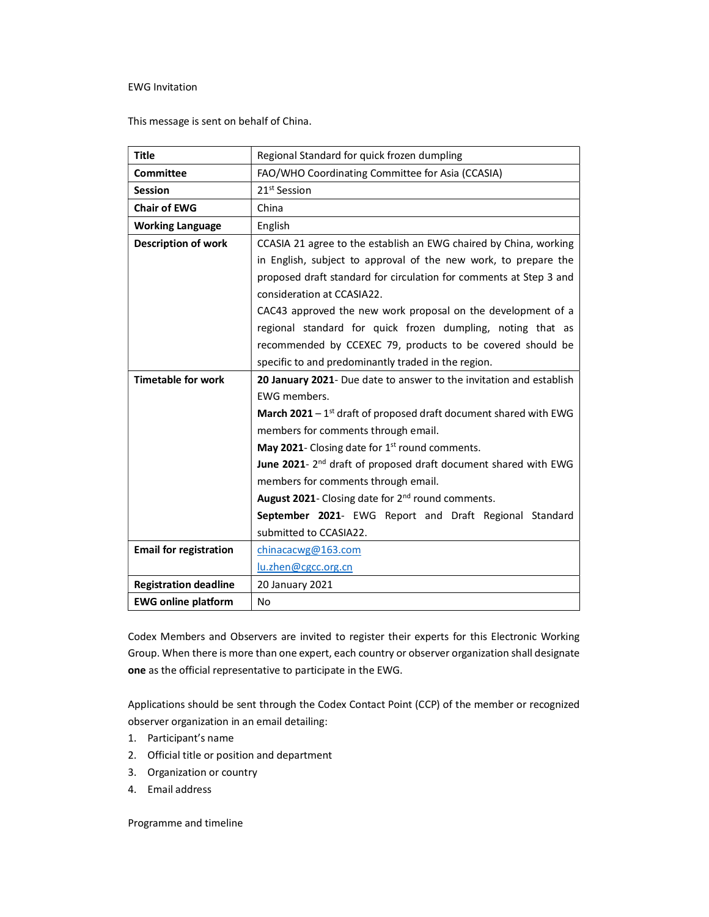EWG Invitation

This message is sent on behalf of China.

| **Title** | Regional Standard for quick frozen dumpling |
|---|---|
| **Committee** | FAO/WHO Coordinating Committee for Asia (CCASIA) |
| **Session** | 21st Session |
| **Chair of EWG** | China |
| **Working Language** | English |
| **Description of work** | CCASIA 21 agree to the establish an EWG chaired by China, working in English, subject to approval of the new work, to prepare the proposed draft standard for circulation for comments at Step 3 and consideration at CCASIA22.<br>CAC43 approved the new work proposal on the development of a regional standard for quick frozen dumpling, noting that as recommended by CCEXEC 79, products to be covered should be specific to and predominantly traded in the region. |
| **Timetable for work** | **20 January 2021**- Due date to answer to the invitation and establish EWG members.<br>**March 2021** – 1st draft of proposed draft document shared with EWG members for comments through email.<br>**May 2021**- Closing date for 1st round comments.<br>**June 2021**- 2nd draft of proposed draft document shared with EWG members for comments through email.<br>**August 2021**- Closing date for 2nd round comments.<br>**September 2021**- EWG Report and Draft Regional Standard submitted to CCASIA22. |
| **Email for registration** | chinacacwg@163.com<br>lu.zhen@cgcc.org.cn |
| **Registration deadline** | 20 January 2021 |
| **EWG online platform** | No |

Codex Members and Observers are invited to register their experts for this Electronic Working Group. When there is more than one expert, each country or observer organization shall designate **one** as the official representative to participate in the EWG.

Applications should be sent through the Codex Contact Point (CCP) of the member or recognized observer organization in an email detailing:

1. Participant's name
2. Official title or position and department
3. Organization or country
4. Email address

Programme and timeline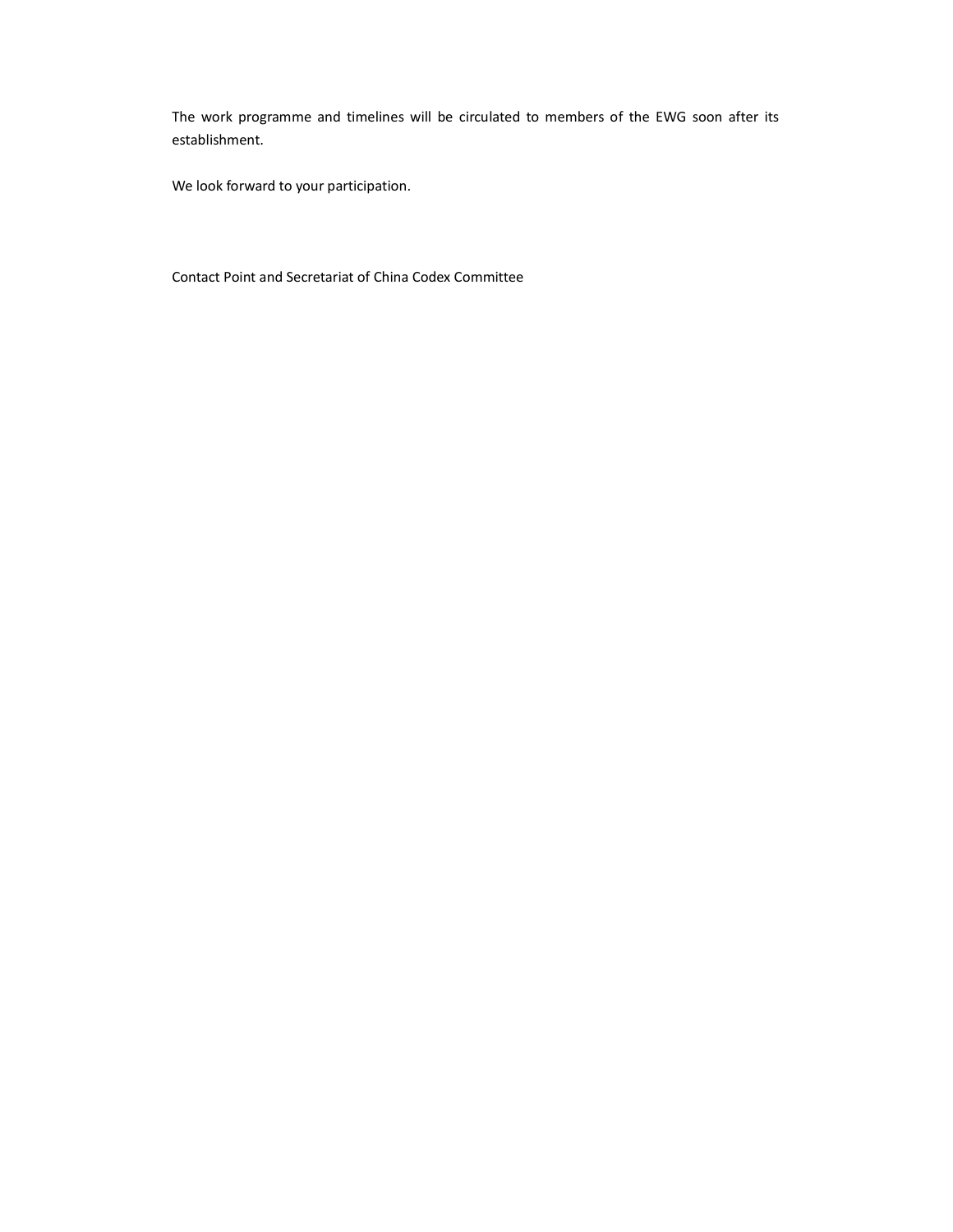The work programme and timelines will be circulated to members of the EWG soon after its establishment.

We look forward to your participation.

Contact Point and Secretariat of China Codex Committee